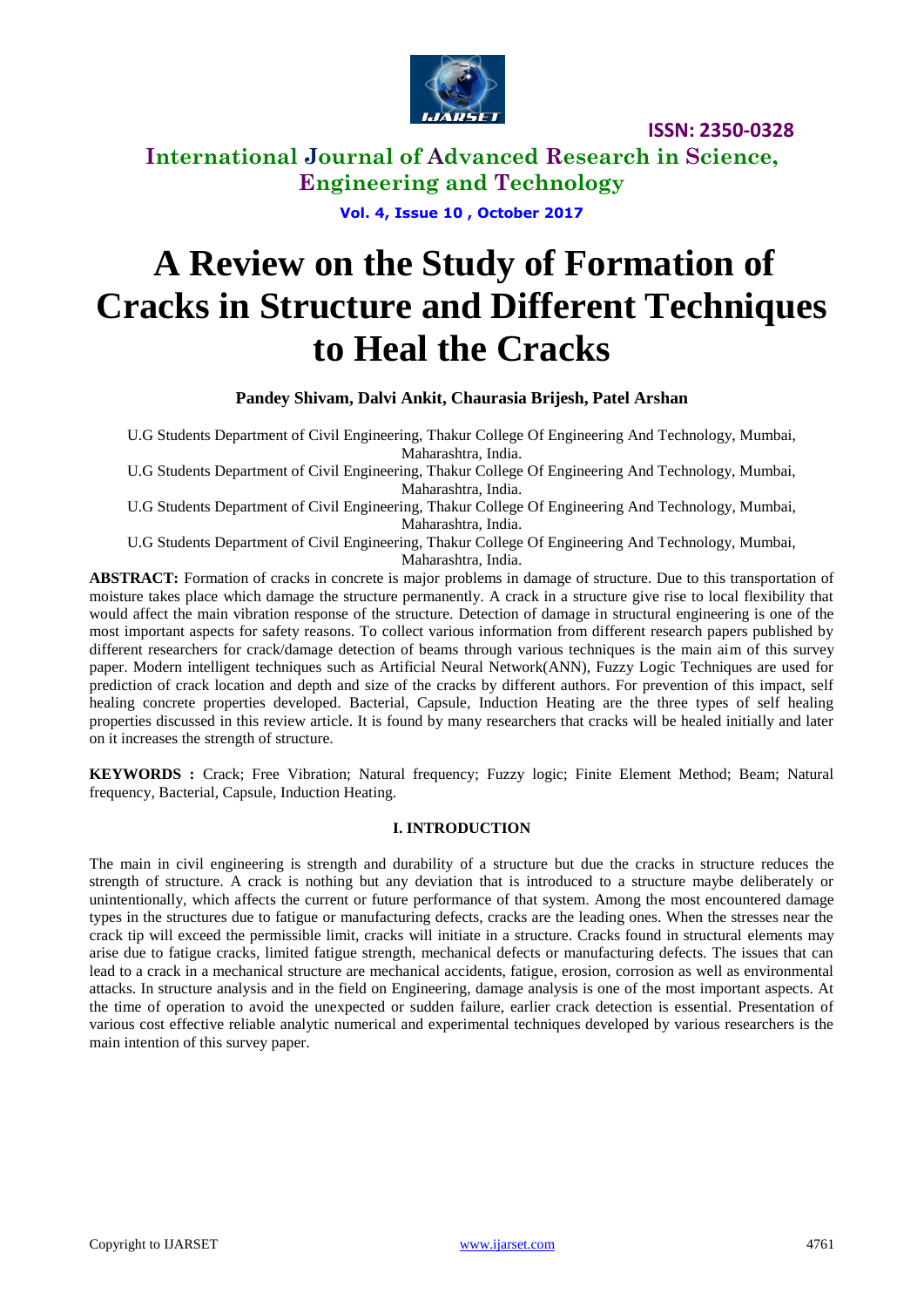# A Review on the Study of Formation of Cracks in Structure and Different Techniques to Heal the Cracks

**Pandey Shivam, Dalvi Ankit, Chaurasia Brijesh, Patel Arshan**

U.G Students Department of Civil Engineering, Thakur College Of Engineering And Technology, Mumbai, Maharashtra, India.

U.G Students Department of Civil Engineering, Thakur College Of Engineering And Technology, Mumbai, Maharashtra, India.

U.G Students Department of Civil Engineering, Thakur College Of Engineering And Technology, Mumbai, Maharashtra, India.

U.G Students Department of Civil Engineering, Thakur College Of Engineering And Technology, Mumbai, Maharashtra, India.

**ABSTRACT:** Formation of cracks in concrete is major problems in damage of structure. Due to this transportation of moisture takes place which damage the structure permanently. A crack in a structure give rise to local flexibility that would affect the main vibration response of the structure. Detection of damage in structural engineering is one of the most important aspects for safety reasons. To collect various information from different research papers published by different researchers for crack/damage detection of beams through various techniques is the main aim of this survey paper. Modern intelligent techniques such as Artificial Neural Network(ANN), Fuzzy Logic Techniques are used for prediction of crack location and depth and size of the cracks by different authors. For prevention of this impact, self healing concrete properties developed. Bacterial, Capsule, Induction Heating are the three types of self healing properties discussed in this review article. It is found by many researchers that cracks will be healed initially and later on it increases the strength of structure.

**KEYWORDS :** Crack; Free Vibration; Natural frequency; Fuzzy logic; Finite Element Method; Beam; Natural frequency, Bacterial, Capsule, Induction Heating.

## I. INTRODUCTION

The main in civil engineering is strength and durability of a structure but due the cracks in structure reduces the strength of structure. A crack is nothing but any deviation that is introduced to a structure maybe deliberately or unintentionally, which affects the current or future performance of that system. Among the most encountered damage types in the structures due to fatigue or manufacturing defects, cracks are the leading ones. When the stresses near the crack tip will exceed the permissible limit, cracks will initiate in a structure. Cracks found in structural elements may arise due to fatigue cracks, limited fatigue strength, mechanical defects or manufacturing defects. The issues that can lead to a crack in a mechanical structure are mechanical accidents, fatigue, erosion, corrosion as well as environmental attacks. In structure analysis and in the field on Engineering, damage analysis is one of the most important aspects. At the time of operation to avoid the unexpected or sudden failure, earlier crack detection is essential. Presentation of various cost effective reliable analytic numerical and experimental techniques developed by various researchers is the main intention of this survey paper.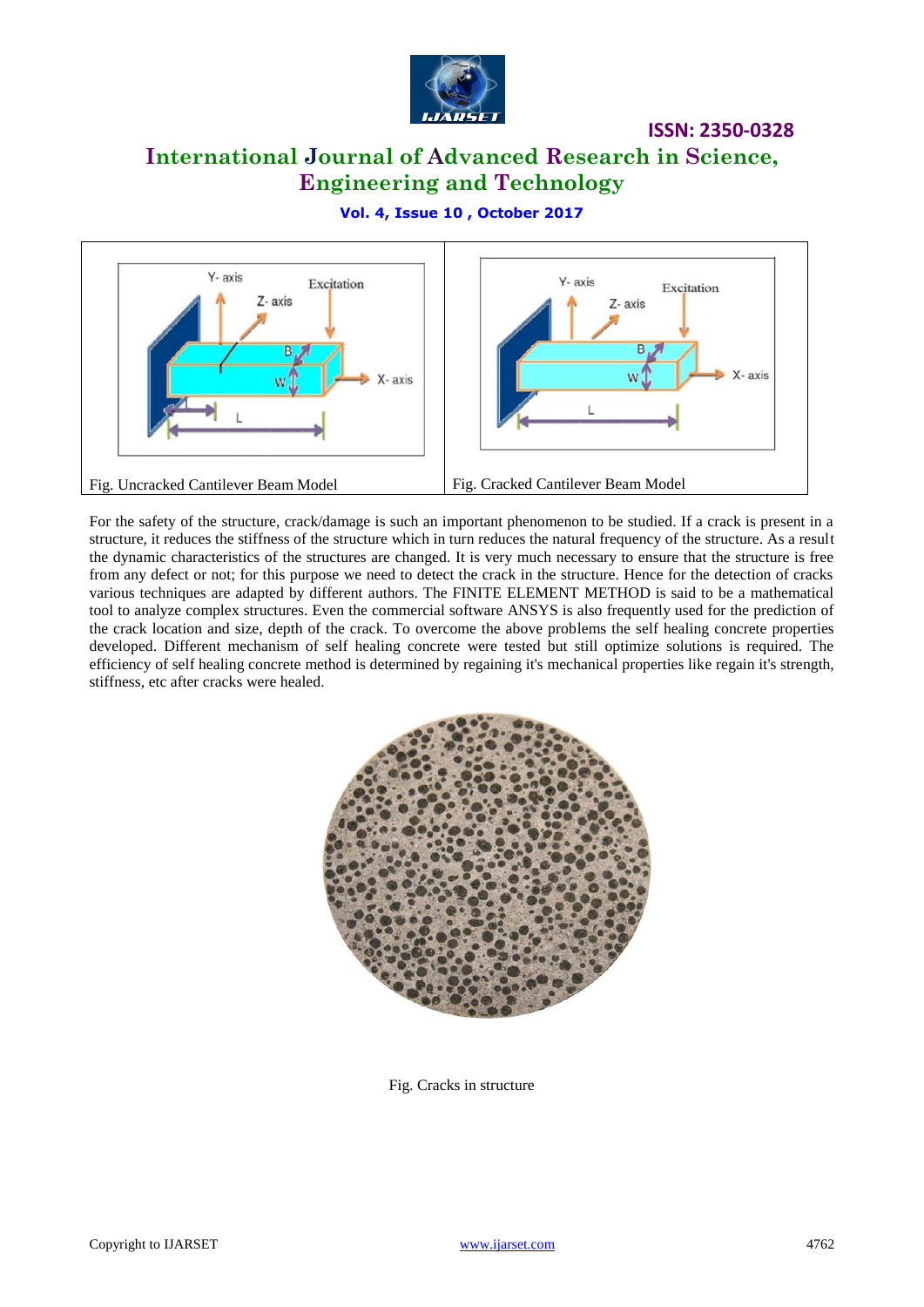Fig. Uncracked Cantilever Beam Model

Fig. Cracked Cantilever Beam Model

For the safety of the structure, crack/damage is such an important phenomenon to be studied. If a crack is present in a structure, it reduces the stiffness of the structure which in turn reduces the natural frequency of the structure. As a result the dynamic characteristics of the structures are changed. It is very much necessary to ensure that the structure is free from any defect or not; for this purpose we need to detect the crack in the structure. Hence for the detection of cracks various techniques are adapted by different authors. The FINITE ELEMENT METHOD is said to be a mathematical tool to analyze complex structures. Even the commercial software ANSYS is also frequently used for the prediction of the crack location and size, depth of the crack. To overcome the above problems the self healing concrete properties developed. Different mechanism of self healing concrete were tested but still optimize solutions is required. The efficiency of self healing concrete method is determined by regaining it's mechanical properties like regain it's strength, stiffness, etc after cracks were healed.

Fig. Cracks in structure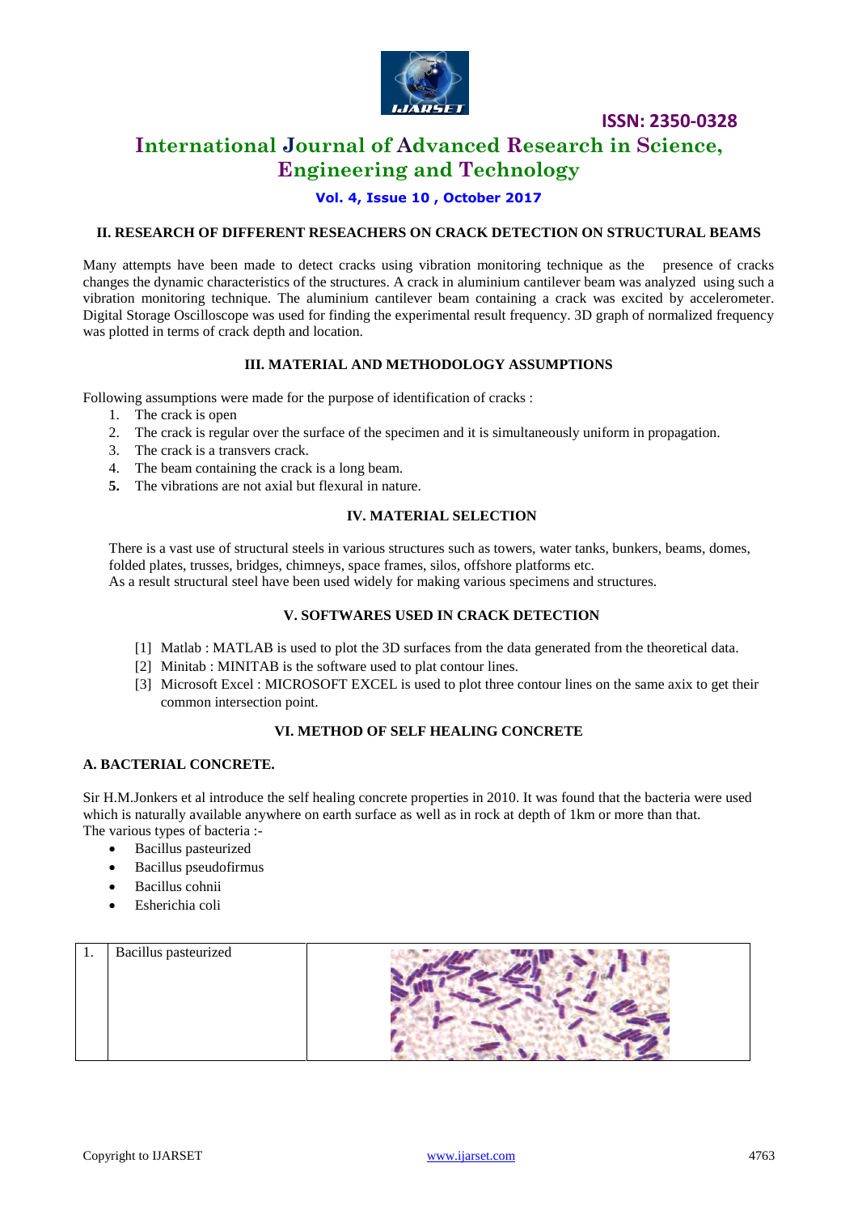## II. RESEARCH OF DIFFERENT RESEACHERS ON CRACK DETECTION ON STRUCTURAL BEAMS

Many attempts have been made to detect cracks using vibration monitoring technique as the presence of cracks changes the dynamic characteristics of the structures. A crack in aluminium cantilever beam was analyzed using such a vibration monitoring technique. The aluminium cantilever beam containing a crack was excited by accelerometer. Digital Storage Oscilloscope was used for finding the experimental result frequency. 3D graph of normalized frequency was plotted in terms of crack depth and location.

## III. MATERIAL AND METHODOLOGY ASSUMPTIONS

Following assumptions were made for the purpose of identification of cracks :

1. The crack is open
2. The crack is regular over the surface of the specimen and it is simultaneously uniform in propagation.
3. The crack is a transvers crack.
4. The beam containing the crack is a long beam.
5. The vibrations are not axial but flexural in nature.

## IV. MATERIAL SELECTION

There is a vast use of structural steels in various structures such as towers, water tanks, bunkers, beams, domes, folded plates, trusses, bridges, chimneys, space frames, silos, offshore platforms etc.
As a result structural steel have been used widely for making various specimens and structures.

## V. SOFTWARES USED IN CRACK DETECTION

[1] Matlab : MATLAB is used to plot the 3D surfaces from the data generated from the theoretical data.
[2] Minitab : MINITAB is the software used to plat contour lines.
[3] Microsoft Excel : MICROSOFT EXCEL is used to plot three contour lines on the same axix to get their common intersection point.

## VI. METHOD OF SELF HEALING CONCRETE

### A. BACTERIAL CONCRETE.

Sir H.M.Jonkers et al introduce the self healing concrete properties in 2010. It was found that the bacteria were used which is naturally available anywhere on earth surface as well as in rock at depth of 1km or more than that.
The various types of bacteria :-

- Bacillus pasteurized
- Bacillus pseudofirmus
- Bacillus cohnii
- Esherichia coli

| 1. | Bacillus pasteurized | |
|---|---|---|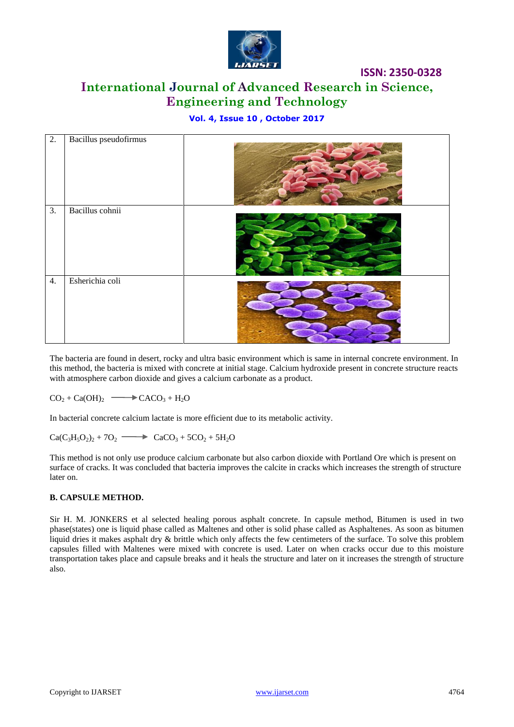| 2. | Bacillus pseudofirmus | |
|---|---|---|
| 3. | Bacillus cohnii | |
| 4. | Esherichia coli | |

The bacteria are found in desert, rocky and ultra basic environment which is same in internal concrete environment. In this method, the bacteria is mixed with concrete at initial stage. Calcium hydroxide present in concrete structure reacts with atmosphere carbon dioxide and gives a calcium carbonate as a product.

$$CO_2 + Ca(OH)_2 \longrightarrow CACO_3 + H_2O$$

In bacterial concrete calcium lactate is more efficient due to its metabolic activity.

$$Ca(C_3H_5O_2)_2 + 7O_2 \longrightarrow CaCO_3 + 5CO_2 + 5H_2O$$

This method is not only use produce calcium carbonate but also carbon dioxide with Portland Ore which is present on surface of cracks. It was concluded that bacteria improves the calcite in cracks which increases the strength of structure later on.

**B. CAPSULE METHOD.**

Sir H. M. JONKERS et al selected healing porous asphalt concrete. In capsule method, Bitumen is used in two phase(states) one is liquid phase called as Maltenes and other is solid phase called as Asphaltenes. As soon as bitumen liquid dries it makes asphalt dry & brittle which only affects the few centimeters of the surface. To solve this problem capsules filled with Maltenes were mixed with concrete is used. Later on when cracks occur due to this moisture transportation takes place and capsule breaks and it heals the structure and later on it increases the strength of structure also.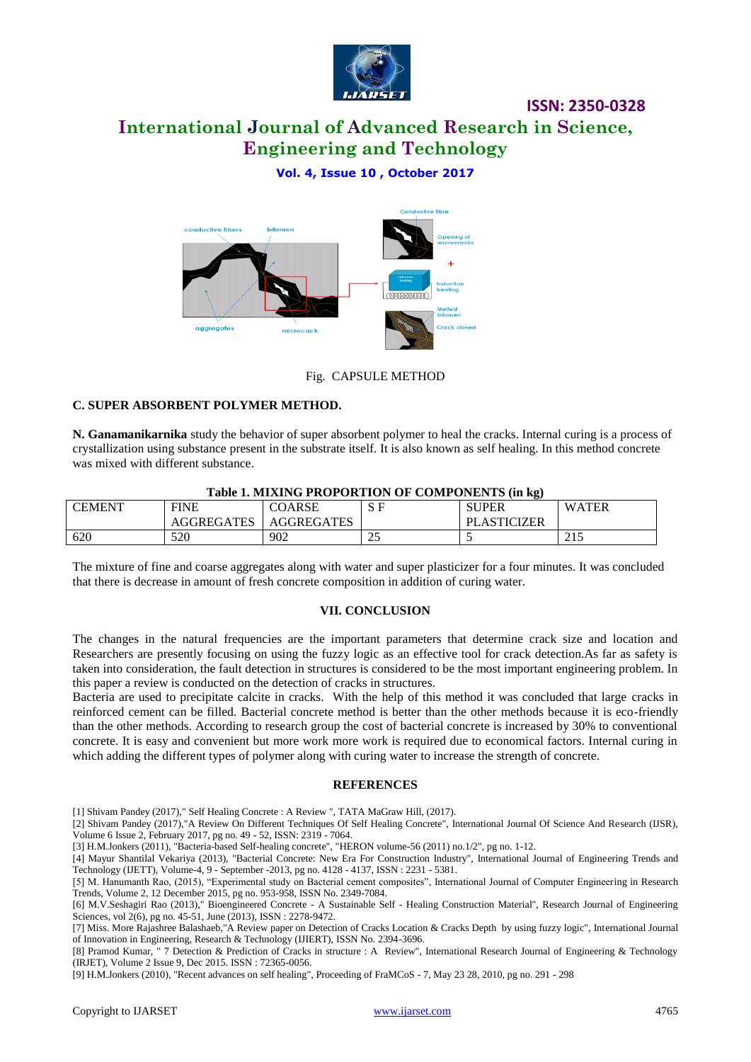Fig. CAPSULE METHOD

### C. SUPER ABSORBENT POLYMER METHOD.

**N. Ganamanikarnika** study the behavior of super absorbent polymer to heal the cracks. Internal curing is a process of crystallization using substance present in the substrate itself. It is also known as self healing. In this method concrete was mixed with different substance.

**Table 1. MIXING PROPORTION OF COMPONENTS (in kg)**

| CEMENT | FINE AGGREGATES | COARSE AGGREGATES | S F | SUPER PLASTICIZER | WATER |
|---|---|---|---|---|---|
| 620 | 520 | 902 | 25 | 5 | 215 |

The mixture of fine and coarse aggregates along with water and super plasticizer for a four minutes. It was concluded that there is decrease in amount of fresh concrete composition in addition of curing water.

## VII. CONCLUSION

The changes in the natural frequencies are the important parameters that determine crack size and location and Researchers are presently focusing on using the fuzzy logic as an effective tool for crack detection.As far as safety is taken into consideration, the fault detection in structures is considered to be the most important engineering problem. In this paper a review is conducted on the detection of cracks in structures.

Bacteria are used to precipitate calcite in cracks. With the help of this method it was concluded that large cracks in reinforced cement can be filled. Bacterial concrete method is better than the other methods because it is eco-friendly than the other methods. According to research group the cost of bacterial concrete is increased by 30% to conventional concrete. It is easy and convenient but more work more work is required due to economical factors. Internal curing in which adding the different types of polymer along with curing water to increase the strength of concrete.

## REFERENCES

[1] Shivam Pandey (2017)," Self Healing Concrete : A Review ", TATA MaGraw Hill, (2017).

[2] Shivam Pandey (2017),"A Review On Different Techniques Of Self Healing Concrete", International Journal Of Science And Research (IJSR), Volume 6 Issue 2, February 2017, pg no. 49 - 52, ISSN: 2319 - 7064.

[3] H.M.Jonkers (2011), "Bacteria-based Self-healing concrete", "HERON volume-56 (2011) no.1/2", pg no. 1-12.

[4] Mayur Shantilal Vekariya (2013), "Bacterial Concrete: New Era For Construction Industry", International Journal of Engineering Trends and Technology (IJETT), Volume-4, 9 - September -2013, pg no. 4128 - 4137, ISSN : 2231 - 5381.

[5] M. Hanumanth Rao, (2015), “Experimental study on Bacterial cement composites”, International Journal of Computer Engineering in Research Trends, Volume 2, 12 December 2015, pg no. 953-958, ISSN No. 2349-7084.

[6] M.V.Seshagiri Rao (2013)," Bioengineered Concrete - A Sustainable Self - Healing Construction Material", Research Journal of Engineering Sciences, vol 2(6), pg no. 45-51, June (2013), ISSN : 2278-9472.

[7] Miss. More Rajashree Balashaeb,"A Review paper on Detection of Cracks Location & Cracks Depth by using fuzzy logic", International Journal of Innovation in Engineering, Research & Technology (IJIERT), ISSN No. 2394-3696.

[8] Pramod Kumar, " 7 Detection & Prediction of Cracks in structure : A Review", International Research Journal of Engineering & Technology (IRJET), Volume 2 Issue 9, Dec 2015. ISSN : 72365-0056.

[9] H.M.Jonkers (2010), "Recent advances on self healing", Proceeding of FraMCoS - 7, May 23 28, 2010, pg no. 291 - 298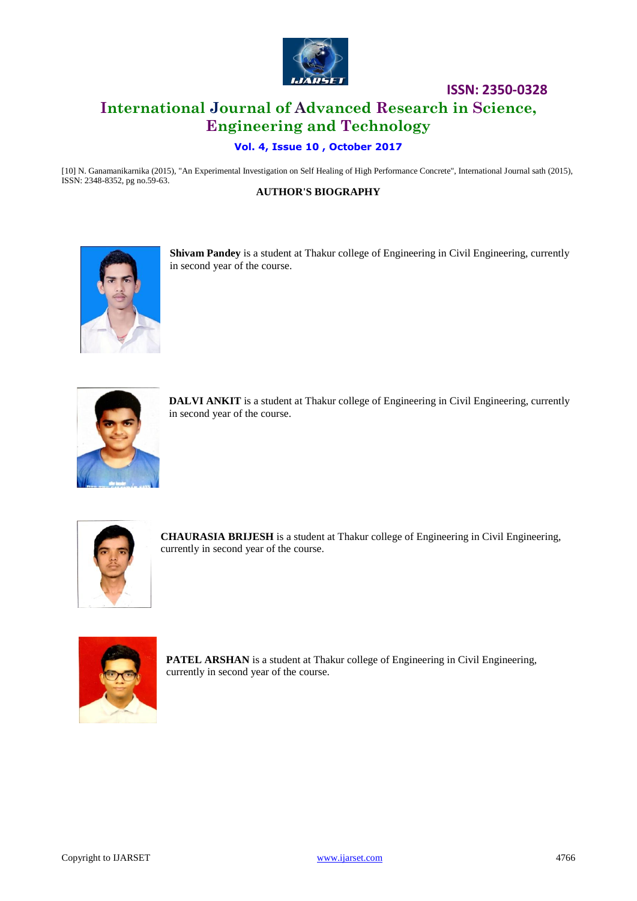[10] N. Ganamanikarnika (2015), "An Experimental Investigation on Self Healing of High Performance Concrete", International Journal sath (2015), ISSN: 2348-8352, pg no.59-63.

## AUTHOR'S BIOGRAPHY

**Shivam Pandey** is a student at Thakur college of Engineering in Civil Engineering, currently in second year of the course.

**DALVI ANKIT** is a student at Thakur college of Engineering in Civil Engineering, currently in second year of the course.

**CHAURASIA BRIJESH** is a student at Thakur college of Engineering in Civil Engineering, currently in second year of the course.

**PATEL ARSHAN** is a student at Thakur college of Engineering in Civil Engineering, currently in second year of the course.